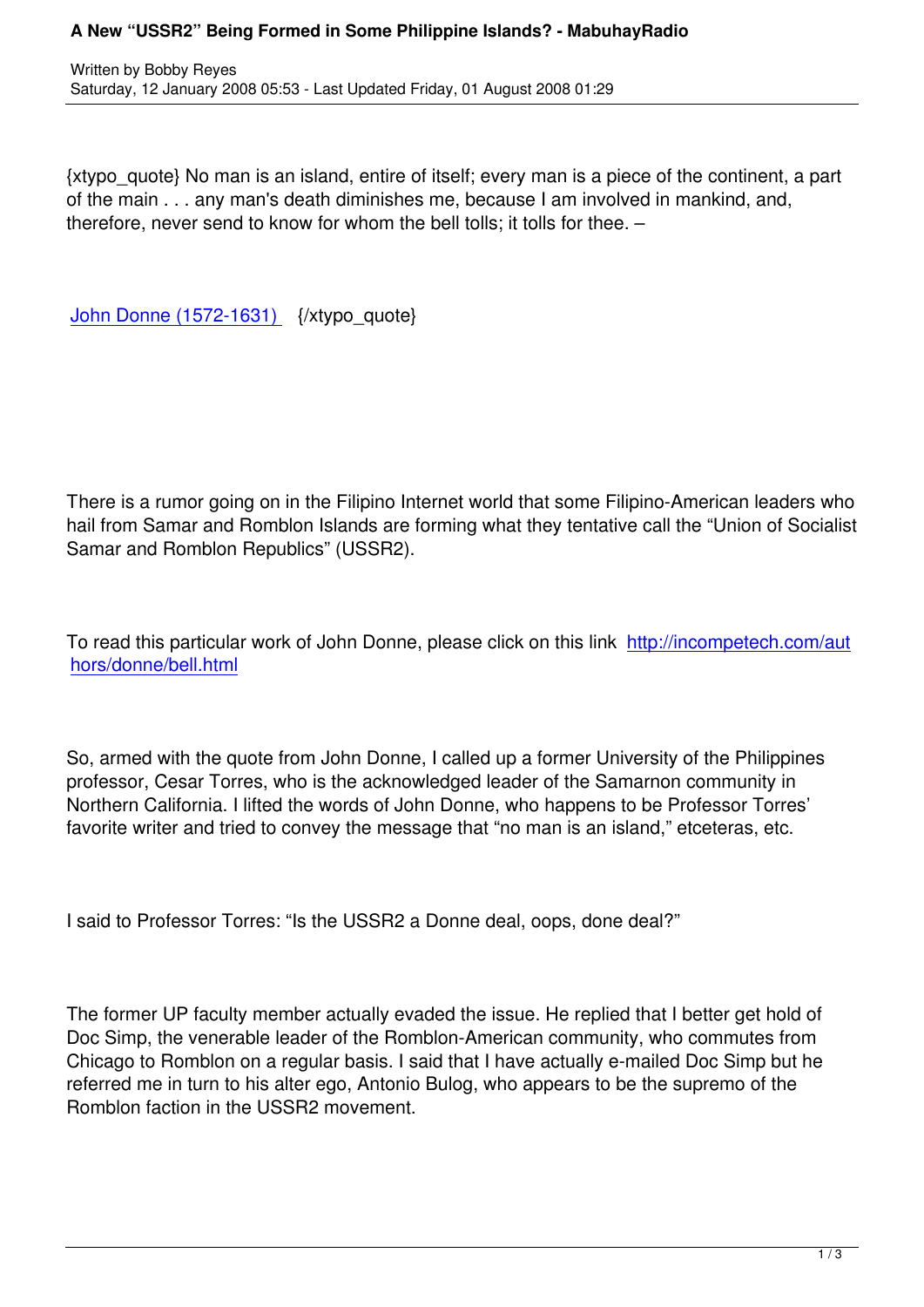{xtypo_quote} No man is an island, entire of itself; every man is a piece of the continent, a part of the main . . . any man's death diminishes me, because I am involved in mankind, and, therefore, never send to know for whom the bell tolls; it tolls for thee. –

John Donne (1572-1631) {/xtypo_quote}

There is a rumor going on in the Filipino Internet world that some Filipino-American leaders who hail from Samar and Romblon Islands are forming what they tentative call the "Union of Socialist Samar and Romblon Republics" (USSR2).

To read this particular work of John Donne, please click on this link http://incompetech.com/authors/donne/bell.html

So, armed with the quote from John Donne, I called up a former University of the Philippines professor, Cesar Torres, who is the acknowledged leader of the Samarnon community in Northern California. I lifted the words of John Donne, who happens to be Professor Torres' favorite writer and tried to convey the message that "no man is an island," etceteras, etc.

I said to Professor Torres: "Is the USSR2 a Donne deal, oops, done deal?"

The former UP faculty member actually evaded the issue. He replied that I better get hold of Doc Simp, the venerable leader of the Romblon-American community, who commutes from Chicago to Romblon on a regular basis. I said that I have actually e-mailed Doc Simp but he referred me in turn to his alter ego, Antonio Bulog, who appears to be the supremo of the Romblon faction in the USSR2 movement.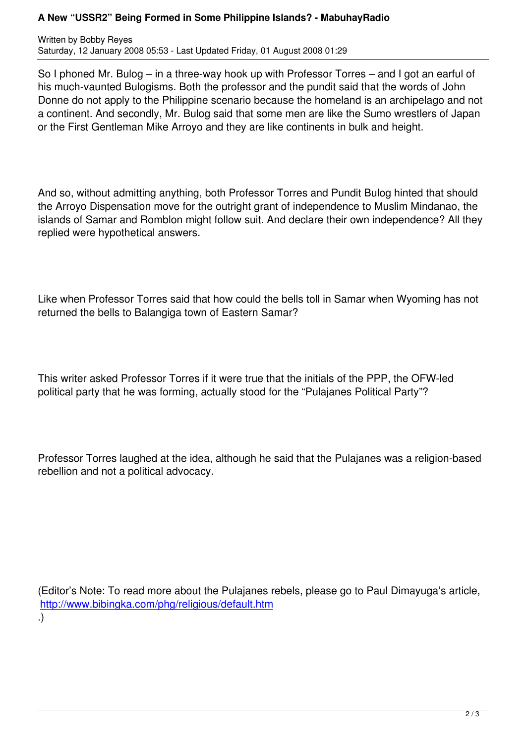So I phoned Mr. Bulog – in a three-way hook up with Professor Torres – and I got an earful of his much-vaunted Bulogisms. Both the professor and the pundit said that the words of John Donne do not apply to the Philippine scenario because the homeland is an archipelago and not a continent. And secondly, Mr. Bulog said that some men are like the Sumo wrestlers of Japan or the First Gentleman Mike Arroyo and they are like continents in bulk and height.

And so, without admitting anything, both Professor Torres and Pundit Bulog hinted that should the Arroyo Dispensation move for the outright grant of independence to Muslim Mindanao, the islands of Samar and Romblon might follow suit. And declare their own independence? All they replied were hypothetical answers.

Like when Professor Torres said that how could the bells toll in Samar when Wyoming has not returned the bells to Balangiga town of Eastern Samar?

This writer asked Professor Torres if it were true that the initials of the PPP, the OFW-led political party that he was forming, actually stood for the "Pulajanes Political Party"?

Professor Torres laughed at the idea, although he said that the Pulajanes was a religion-based rebellion and not a political advocacy.

(Editor's Note: To read more about the Pulajanes rebels, please go to Paul Dimayuga's article, http://www.bibingka.com/phg/religious/default.htm
.)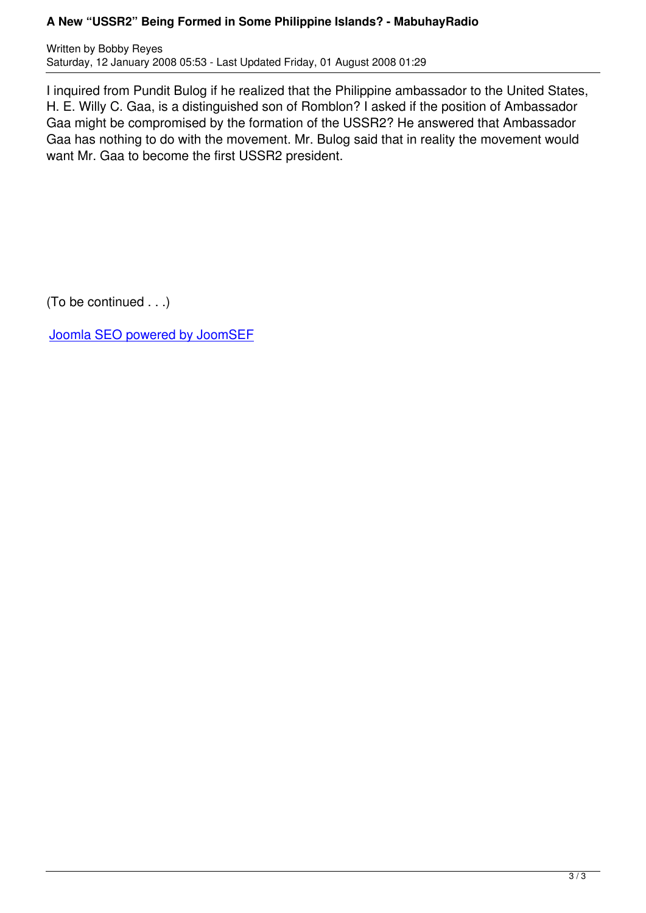I inquired from Pundit Bulog if he realized that the Philippine ambassador to the United States, H. E. Willy C. Gaa, is a distinguished son of Romblon? I asked if the position of Ambassador Gaa might be compromised by the formation of the USSR2? He answered that Ambassador Gaa has nothing to do with the movement. Mr. Bulog said that in reality the movement would want Mr. Gaa to become the first USSR2 president.

(To be continued . . .)

Joomla SEO powered by JoomSEF